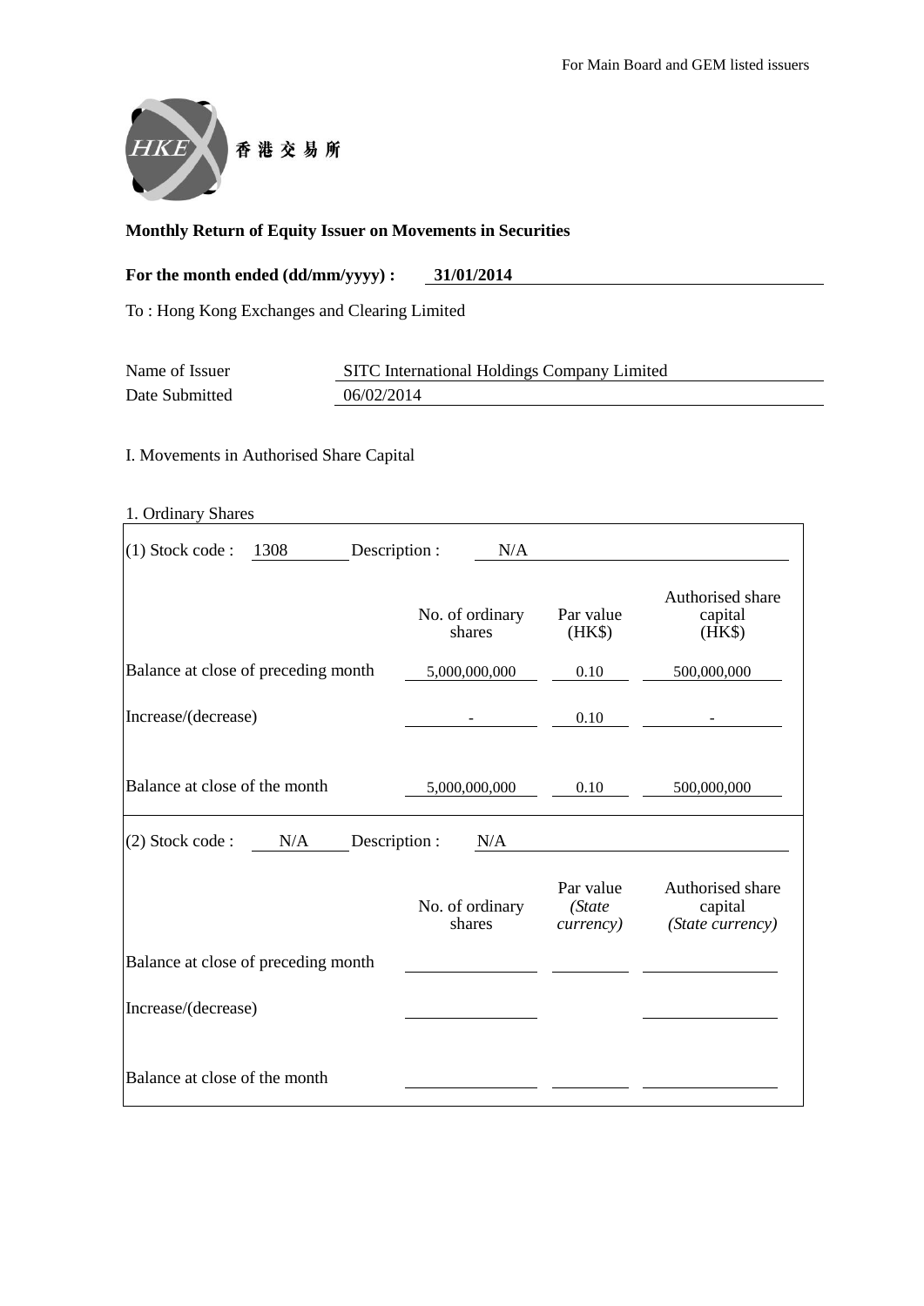For Main Board and GEM listed issuers

香 港 交 易 所

**Monthly Return of Equity Issuer on Movements in Securities**

**For the month ended (dd/mm/yyyy) : 31/01/2014**

To : Hong Kong Exchanges and Clearing Limited

| | |
|---|---|
| Name of Issuer | SITC International Holdings Company Limited |
| Date Submitted | 06/02/2014 |

I. Movements in Authorised Share Capital

1. Ordinary Shares

(1) Stock code : 1308 Description : N/A

| | No. of ordinary shares | Par value (HK$) | Authorised share capital (HK$) |
|---|---|---|---|
| Balance at close of preceding month | 5,000,000,000 | 0.10 | 500,000,000 |
| Increase/(decrease) | - | 0.10 | - |
| Balance at close of the month | 5,000,000,000 | 0.10 | 500,000,000 |

(2) Stock code : N/A Description : N/A

| | No. of ordinary shares | Par value *(State currency)* | Authorised share capital *(State currency)* |
|---|---|---|---|
| Balance at close of preceding month | | | |
| Increase/(decrease) | | | |
| Balance at close of the month | | | |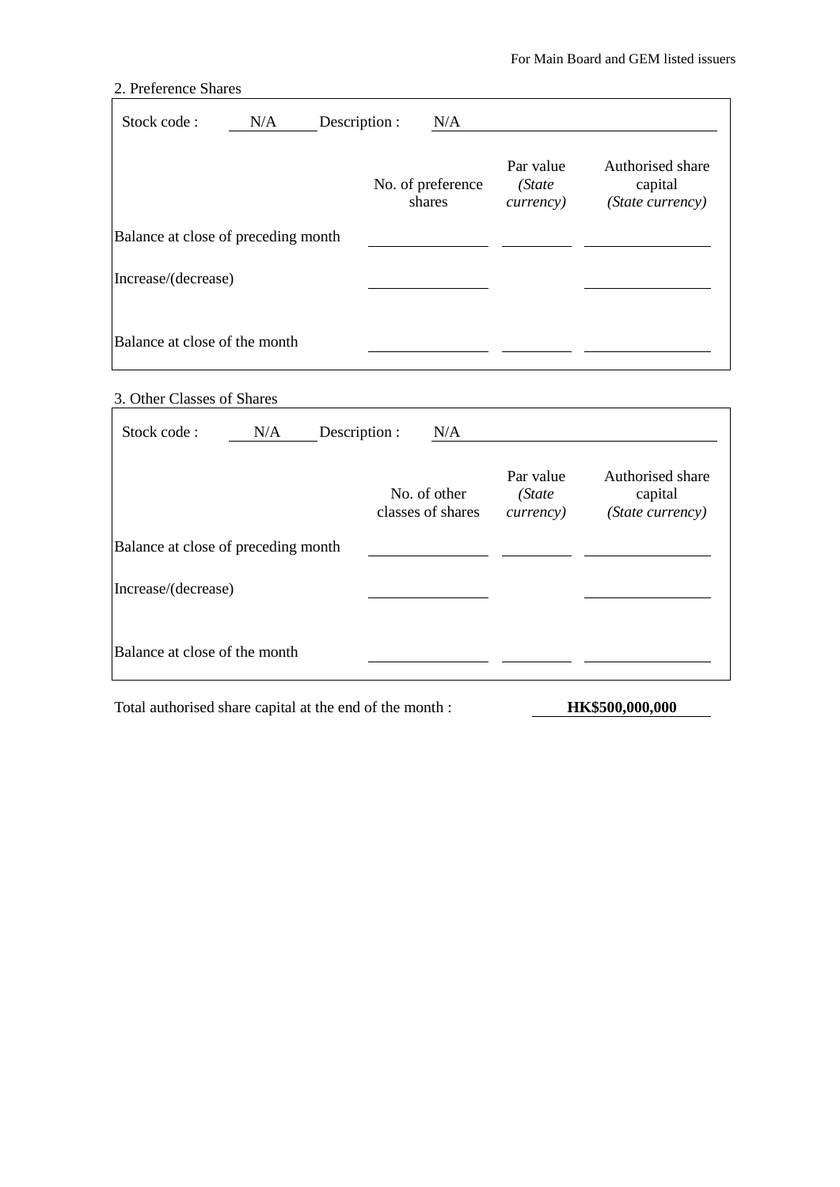## 2. Preference Shares

Stock code : N/A Description : N/A

| | No. of preference shares | Par value *(State currency)* | Authorised share capital *(State currency)* |
|---|---|---|---|
| Balance at close of preceding month | | | |
| Increase/(decrease) | | | |
| Balance at close of the month | | | |

## 3. Other Classes of Shares

Stock code : N/A Description : N/A

| | No. of other classes of shares | Par value *(State currency)* | Authorised share capital *(State currency)* |
|---|---|---|---|
| Balance at close of preceding month | | | |
| Increase/(decrease) | | | |
| Balance at close of the month | | | |

Total authorised share capital at the end of the month : **HK$500,000,000**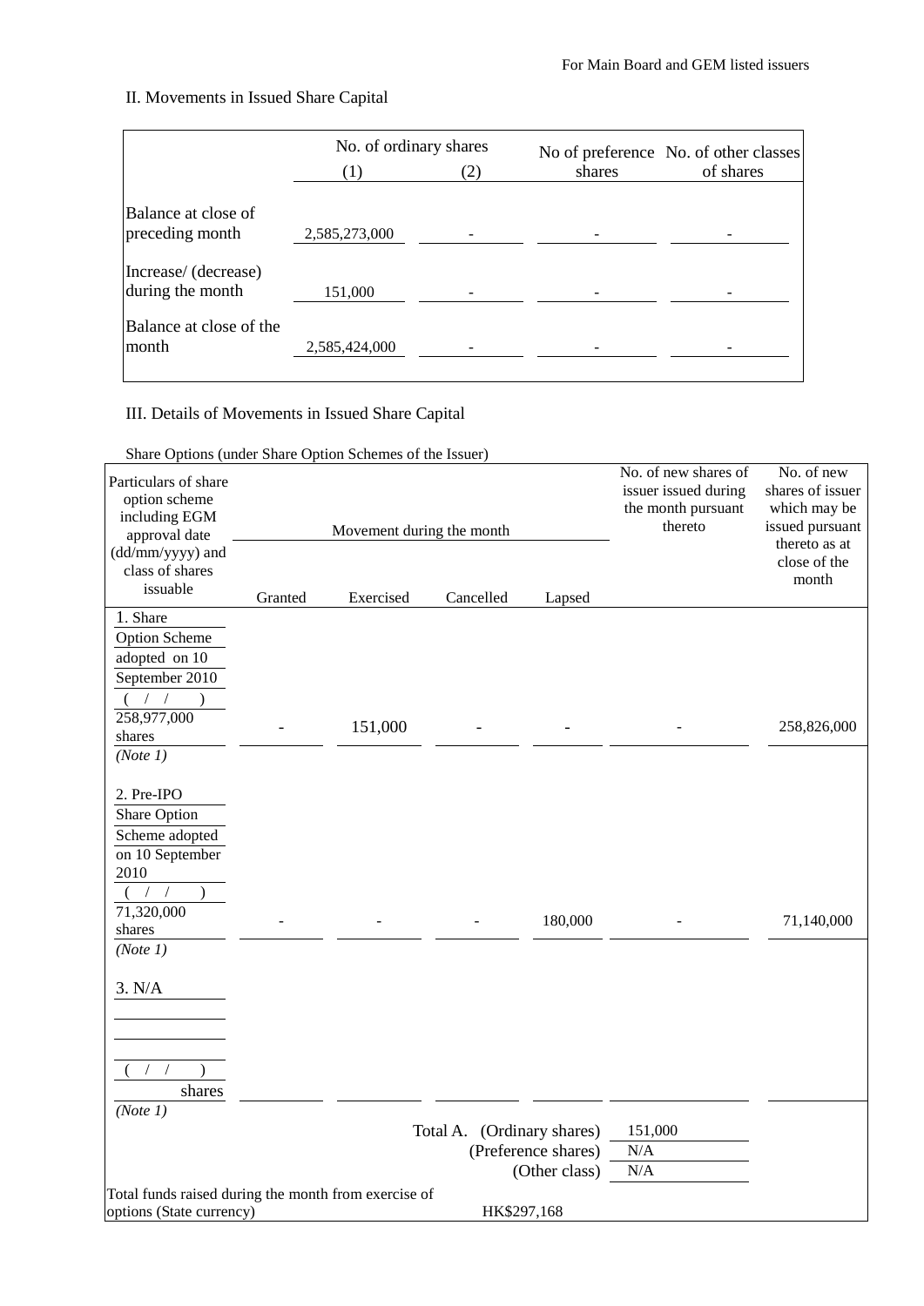For Main Board and GEM listed issuers

## II. Movements in Issued Share Capital

| | No. of ordinary shares (1) | No. of ordinary shares (2) | No of preference shares | No. of other classes of shares |
|---|---|---|---|---|
| Balance at close of preceding month | 2,585,273,000 | - | - | - |
| Increase/ (decrease) during the month | 151,000 | - | - | - |
| Balance at close of the month | 2,585,424,000 | - | - | - |

## III. Details of Movements in Issued Share Capital

Share Options (under Share Option Schemes of the Issuer)

| Particulars of share option scheme including EGM approval date (dd/mm/yyyy) and class of shares issuable | Movement during the month | | | | No. of new shares of issuer issued during the month pursuant thereto | No. of new shares of issuer which may be issued pursuant thereto as at close of the month |
|---|---|---|---|---|---|---|
| | Granted | Exercised | Cancelled | Lapsed | | |
| 1. Share Option Scheme adopted on 10 September 2010 ( / / ) 258,977,000 shares *(Note 1)* | - | 151,000 | - | - | - | 258,826,000 |
| 2. Pre-IPO Share Option Scheme adopted on 10 September 2010 ( / / ) 71,320,000 shares *(Note 1)* | - | - | - | 180,000 | - | 71,140,000 |
| 3. N/A ( / / ) shares *(Note 1)* | | | | | | |
| | | | | Total A. (Ordinary shares) | 151,000 | |
| | | | | (Preference shares) | N/A | |
| | | | | (Other class) | N/A | |

Total funds raised during the month from exercise of options (State currency): HK$297,168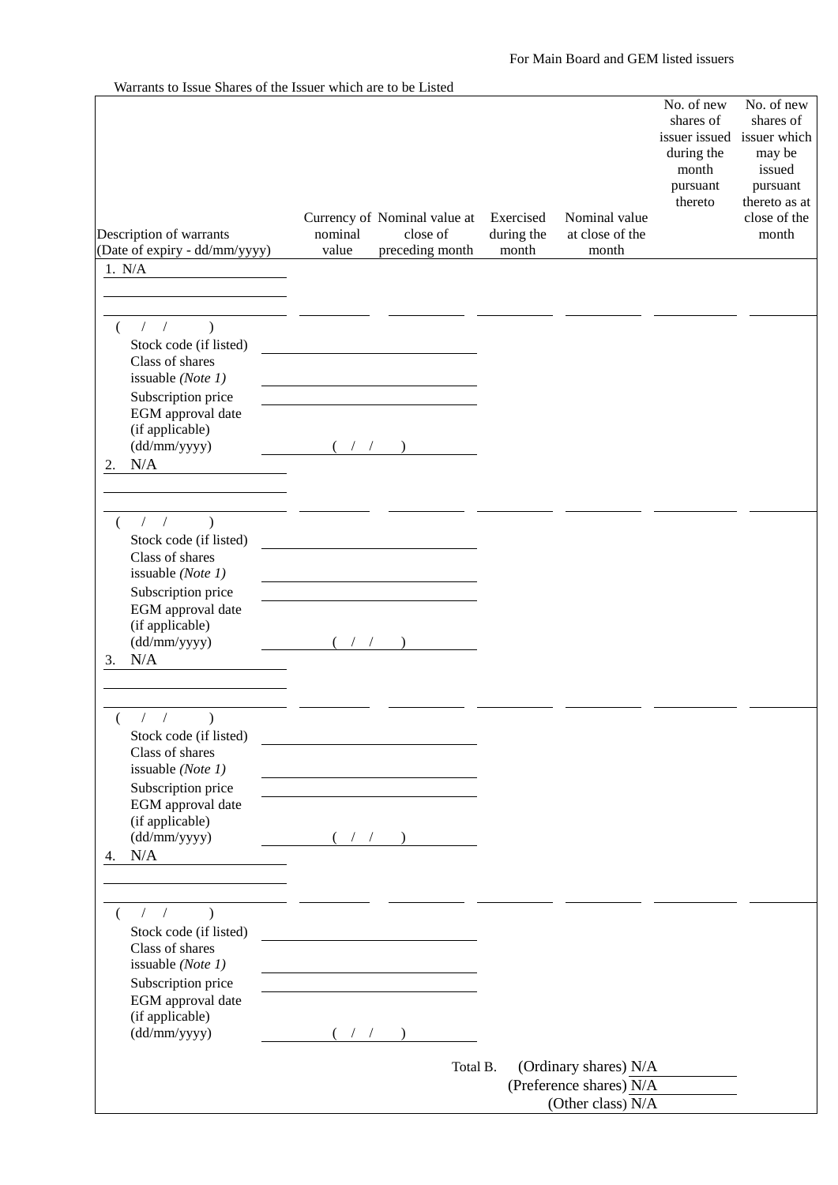For Main Board and GEM listed issuers

Warrants to Issue Shares of the Issuer which are to be Listed

| Description of warrants (Date of expiry - dd/mm/yyyy) | Currency of nominal value | Nominal value at close of preceding month | Exercised during the month | Nominal value at close of the month | No. of new shares of issuer issued during the month pursuant thereto | No. of new shares of issuer which may be issued pursuant thereto as at close of the month |
|---|---|---|---|---|---|---|
| 1. N/A ( / / ) | | | | | | |
| Stock code (if listed) | | | | | | |
| Class of shares issuable *(Note 1)* | | | | | | |
| Subscription price | | | | | | |
| EGM approval date (if applicable) (dd/mm/yyyy) | ( / / ) | | | | | |
| 2. N/A ( / / ) | | | | | | |
| Stock code (if listed) | | | | | | |
| Class of shares issuable *(Note 1)* | | | | | | |
| Subscription price | | | | | | |
| EGM approval date (if applicable) (dd/mm/yyyy) | ( / / ) | | | | | |
| 3. N/A ( / / ) | | | | | | |
| Stock code (if listed) | | | | | | |
| Class of shares issuable *(Note 1)* | | | | | | |
| Subscription price | | | | | | |
| EGM approval date (if applicable) (dd/mm/yyyy) | ( / / ) | | | | | |
| 4. N/A ( / / ) | | | | | | |
| Stock code (if listed) | | | | | | |
| Class of shares issuable *(Note 1)* | | | | | | |
| Subscription price | | | | | | |
| EGM approval date (if applicable) (dd/mm/yyyy) | ( / / ) | | | | | |

Total B. (Ordinary shares) N/A

(Preference shares) N/A

(Other class) N/A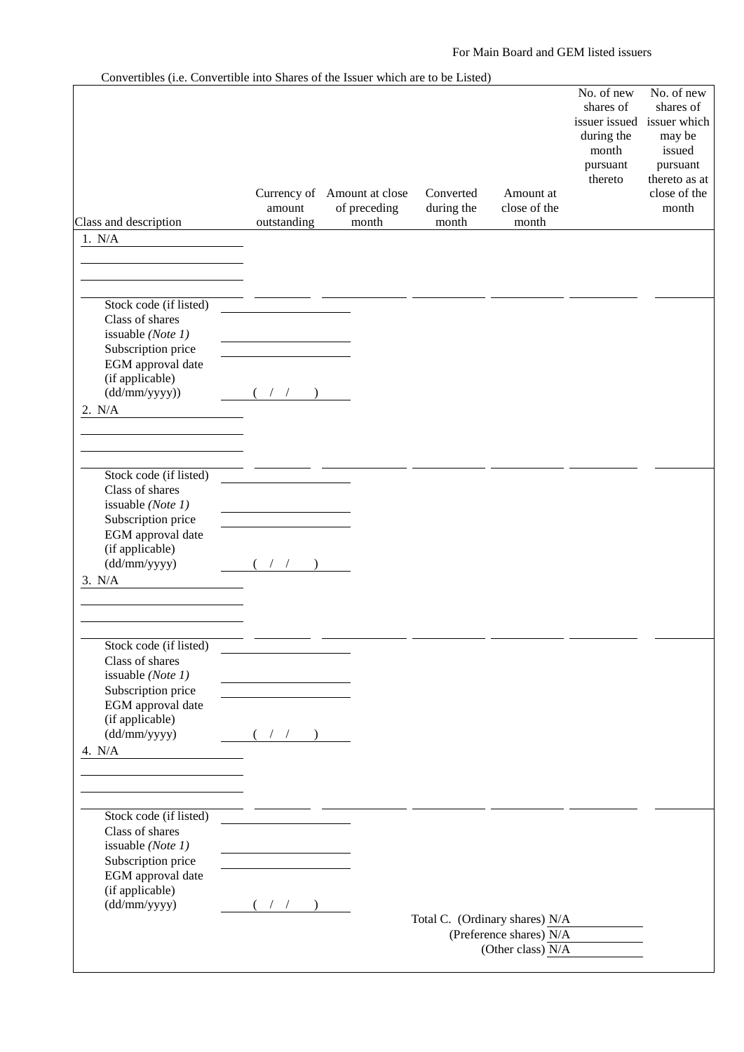Convertibles (i.e. Convertible into Shares of the Issuer which are to be Listed)

| Class and description | Currency of amount outstanding | Amount at close of preceding month | Converted during the month | Amount at close of the month | No. of new shares of issuer issued during the month pursuant thereto | No. of new shares of issuer which may be issued pursuant thereto as at close of the month |
|---|---|---|---|---|---|---|
| 1. N/A | | | | | | |
| Stock code (if listed) | | | | | | |
| Class of shares issuable *(Note 1)* | | | | | | |
| Subscription price | | | | | | |
| EGM approval date (if applicable) (dd/mm/yyyy)) | ( / / ) | | | | | |
| 2. N/A | | | | | | |
| Stock code (if listed) | | | | | | |
| Class of shares issuable *(Note 1)* | | | | | | |
| Subscription price | | | | | | |
| EGM approval date (if applicable) (dd/mm/yyyy) | ( / / ) | | | | | |
| 3. N/A | | | | | | |
| Stock code (if listed) | | | | | | |
| Class of shares issuable *(Note 1)* | | | | | | |
| Subscription price | | | | | | |
| EGM approval date (if applicable) (dd/mm/yyyy) | ( / / ) | | | | | |
| 4. N/A | | | | | | |
| Stock code (if listed) | | | | | | |
| Class of shares issuable *(Note 1)* | | | | | | |
| Subscription price | | | | | | |
| EGM approval date (if applicable) (dd/mm/yyyy) | ( / / ) | | | | | |

Total C. (Ordinary shares) N/A

(Preference shares) N/A

(Other class) N/A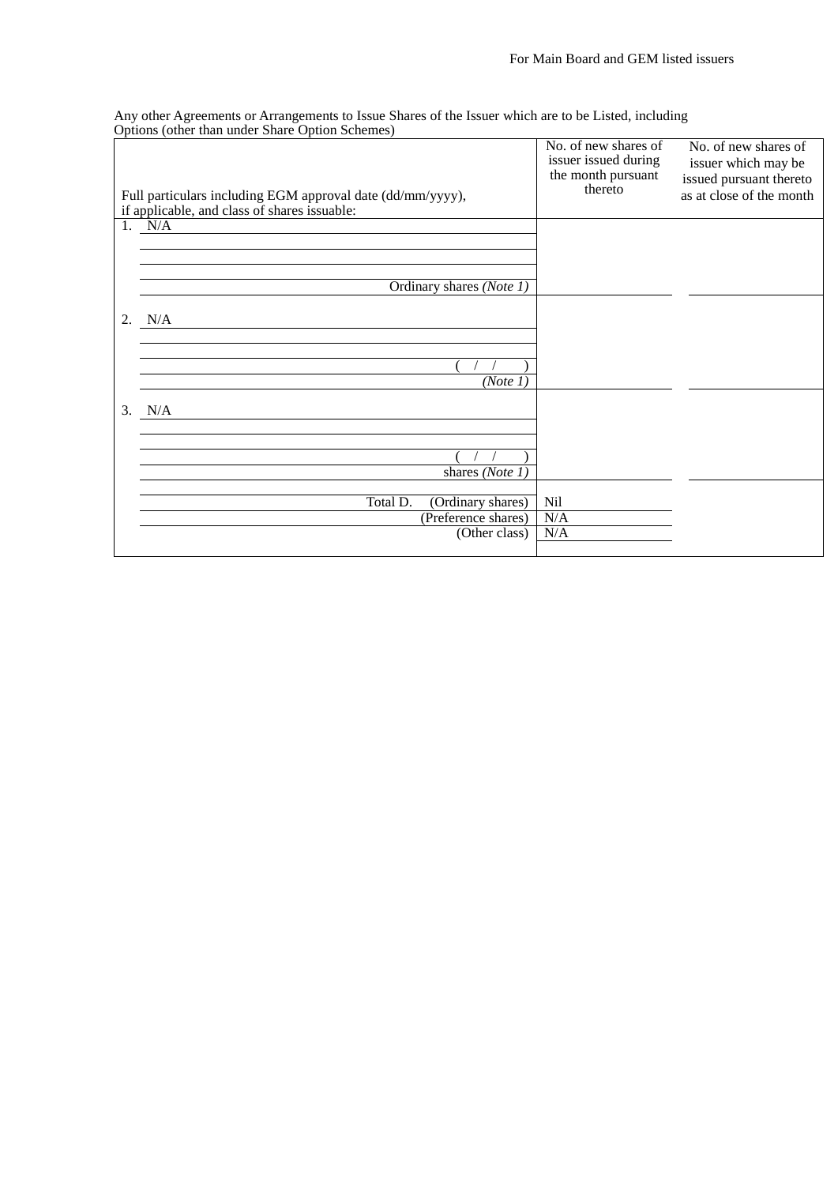For Main Board and GEM listed issuers

Any other Agreements or Arrangements to Issue Shares of the Issuer which are to be Listed, including Options (other than under Share Option Schemes)

| Full particulars including EGM approval date (dd/mm/yyyy), if applicable, and class of shares issuable: | No. of new shares of issuer issued during the month pursuant thereto | No. of new shares of issuer which may be issued pursuant thereto as at close of the month |
|---|---|---|
| 1. N/A<br><br>Ordinary shares *(Note 1)* | | |
| 2. N/A<br><br>( / / )<br>*(Note 1)* | | |
| 3. N/A<br><br>( / / )<br>shares *(Note 1)* | | |
| Total D. (Ordinary shares) | Nil | |
| (Preference shares) | N/A | |
| (Other class) | N/A | |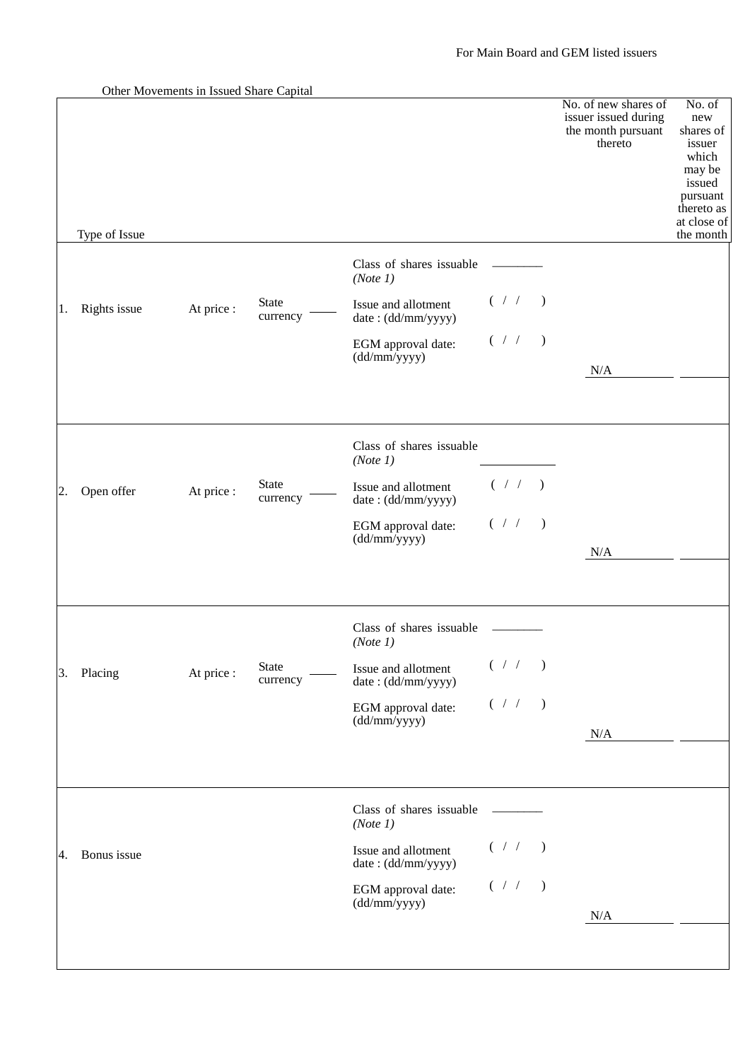For Main Board and GEM listed issuers

Other Movements in Issued Share Capital

| Type of Issue | | | | | No. of new shares of issuer issued during the month pursuant thereto | No. of new shares of issuer which may be issued pursuant thereto as at close of the month |
|---|---|---|---|---|---|---|
| 1. Rights issue | At price : | State currency ____ | Class of shares issuable *(Note 1)*<br>Issue and allotment date : (dd/mm/yyyy)<br>EGM approval date: (dd/mm/yyyy) | ________<br>( / / )<br>( / / ) | N/A | |
| 2. Open offer | At price : | State currency ____ | Class of shares issuable *(Note 1)*<br>Issue and allotment date : (dd/mm/yyyy)<br>EGM approval date: (dd/mm/yyyy) | ________<br>( / / )<br>( / / ) | N/A | |
| 3. Placing | At price : | State currency ____ | Class of shares issuable *(Note 1)*<br>Issue and allotment date : (dd/mm/yyyy)<br>EGM approval date: (dd/mm/yyyy) | ________<br>( / / )<br>( / / ) | N/A | |
| 4. Bonus issue | | | Class of shares issuable *(Note 1)*<br>Issue and allotment date : (dd/mm/yyyy)<br>EGM approval date: (dd/mm/yyyy) | ________<br>( / / )<br>( / / ) | N/A | |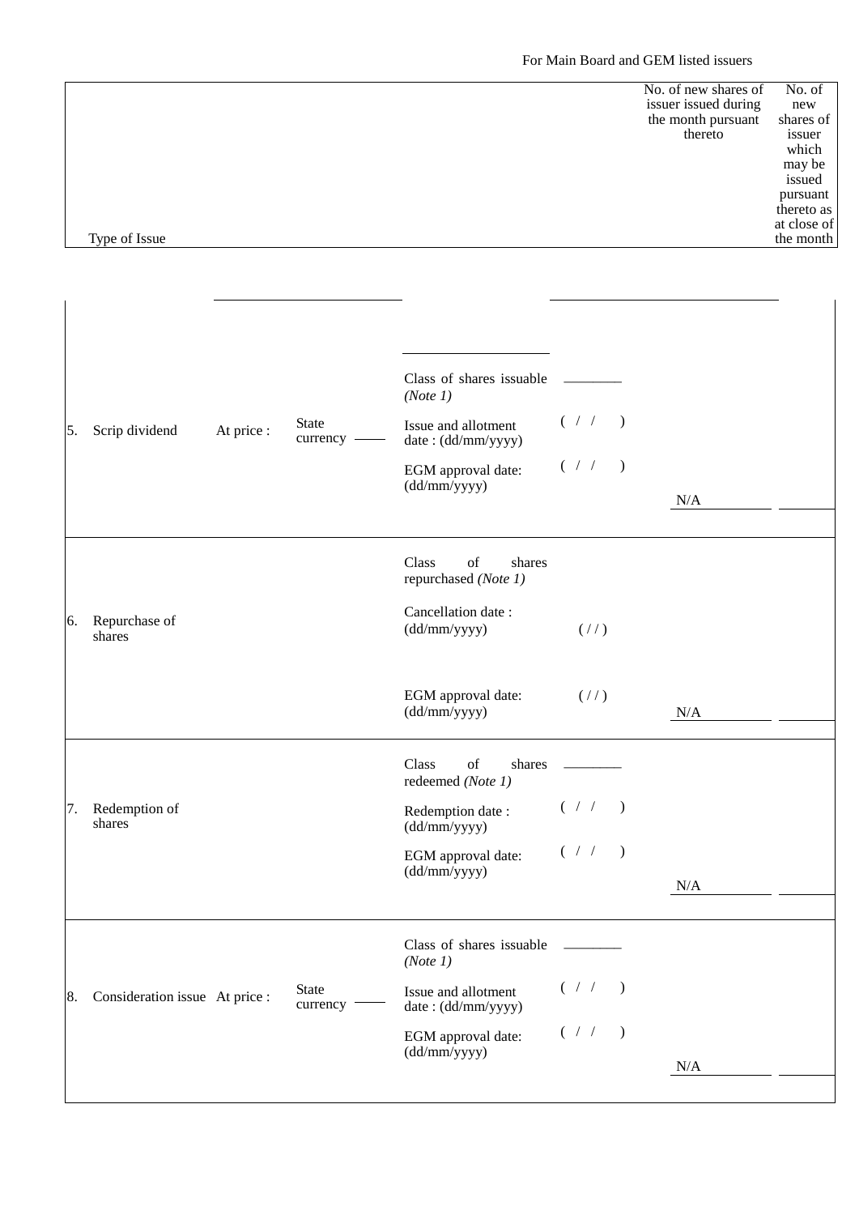For Main Board and GEM listed issuers

| Type of Issue | | | | | No. of new shares of issuer issued during the month pursuant thereto | No. of new shares of issuer which may be issued pursuant thereto as at close of the month |
|---|---|---|---|---|---|---|
| 5. Scrip dividend | At price : | State currency ____ | Class of shares issuable *(Note 1)* | ________ | | |
| | | | Issue and allotment date : (dd/mm/yyyy) | ( / / ) | | |
| | | | EGM approval date: (dd/mm/yyyy) | ( / / ) | N/A | |
| 6. Repurchase of shares | | | Class of shares repurchased *(Note 1)* | | | |
| | | | Cancellation date : (dd/mm/yyyy) | ( / / ) | | |
| | | | EGM approval date: (dd/mm/yyyy) | ( / / ) | N/A | |
| 7. Redemption of shares | | | Class of shares redeemed *(Note 1)* | ________ | | |
| | | | Redemption date : (dd/mm/yyyy) | ( / / ) | | |
| | | | EGM approval date: (dd/mm/yyyy) | ( / / ) | N/A | |
| 8. Consideration issue | At price : | State currency ____ | Class of shares issuable *(Note 1)* | ________ | | |
| | | | Issue and allotment date : (dd/mm/yyyy) | ( / / ) | | |
| | | | EGM approval date: (dd/mm/yyyy) | ( / / ) | N/A | |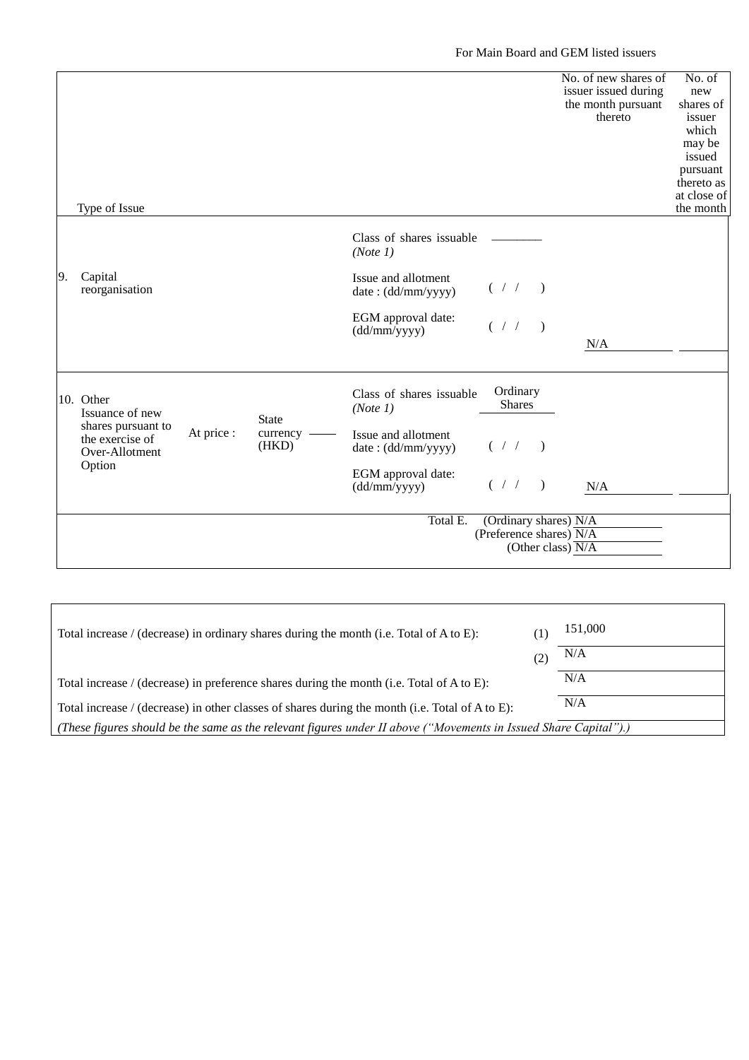For Main Board and GEM listed issuers

| Type of Issue | | | | | No. of new shares of issuer issued during the month pursuant thereto | No. of new shares of issuer which may be issued pursuant thereto as at close of the month |
|---|---|---|---|---|---|---|
| 9. Capital reorganisation | | | Class of shares issuable *(Note 1)* | ________ | | |
| | | | Issue and allotment date : (dd/mm/yyyy) | ( / / ) | | |
| | | | EGM approval date: (dd/mm/yyyy) | ( / / ) | N/A | |
| 10. Other Issuance of new shares pursuant to the exercise of Over-Allotment Option | At price : | State currency (HKD) | Class of shares issuable *(Note 1)* | Ordinary Shares | | |
| | | | Issue and allotment date : (dd/mm/yyyy) | ( / / ) | | |
| | | | EGM approval date: (dd/mm/yyyy) | ( / / ) | N/A | |
| | | | Total E. | (Ordinary shares) | N/A | |
| | | | | (Preference shares) | N/A | |
| | | | | (Other class) | N/A | |

| | | |
|---|---|---|
| Total increase / (decrease) in ordinary shares during the month (i.e. Total of A to E): | (1) | 151,000 |
| | (2) | N/A |
| Total increase / (decrease) in preference shares during the month (i.e. Total of A to E): | | N/A |
| Total increase / (decrease) in other classes of shares during the month (i.e. Total of A to E): | | N/A |

*(These figures should be the same as the relevant figures under II above ("Movements in Issued Share Capital").)*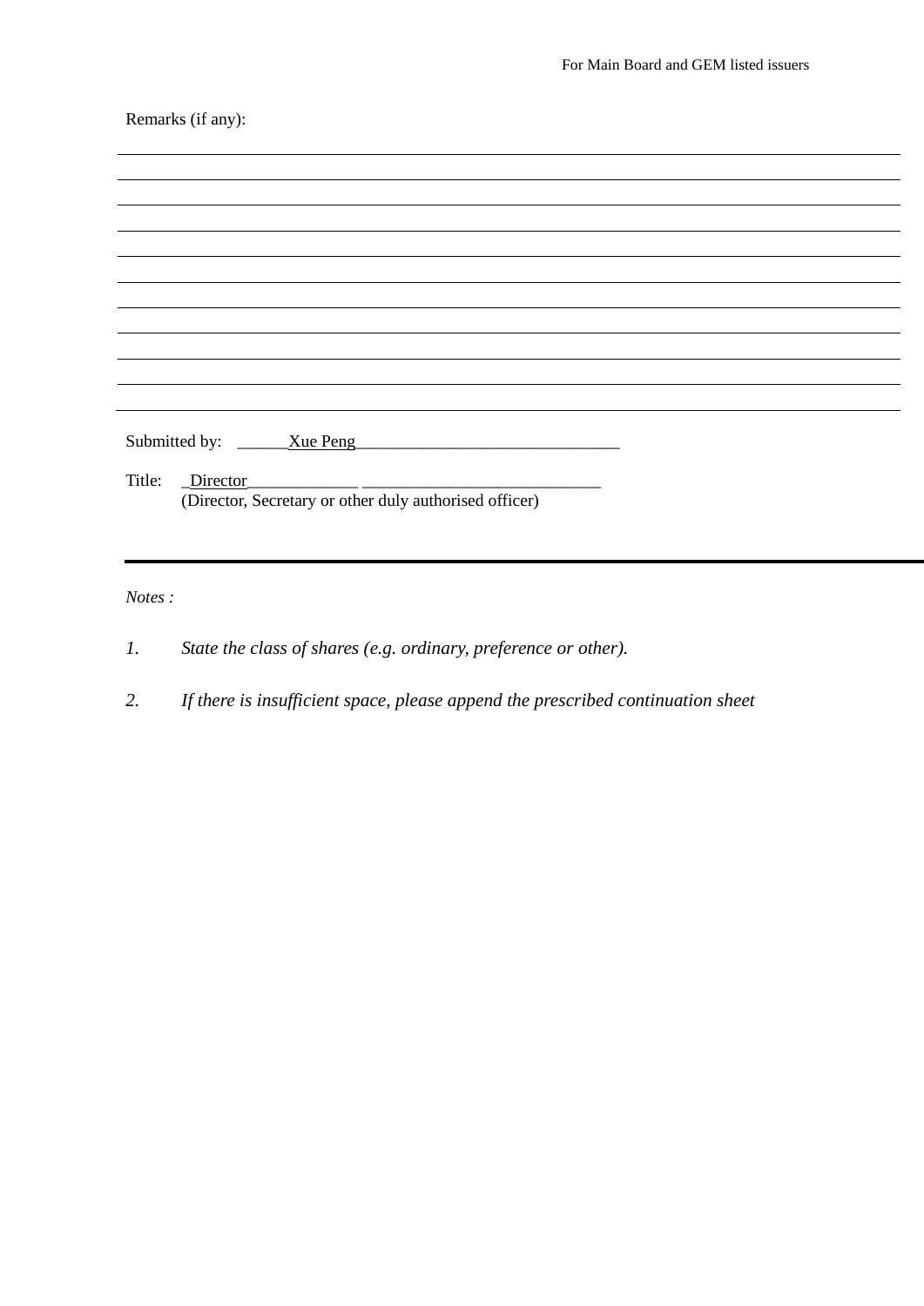Remarks (if any):

Submitted by: ______Xue Peng________________________________

Title: _Director_____________ ____________________________
(Director, Secretary or other duly authorised officer)

---

*Notes :*

1. *State the class of shares (e.g. ordinary, preference or other).*

2. *If there is insufficient space, please append the prescribed continuation sheet*